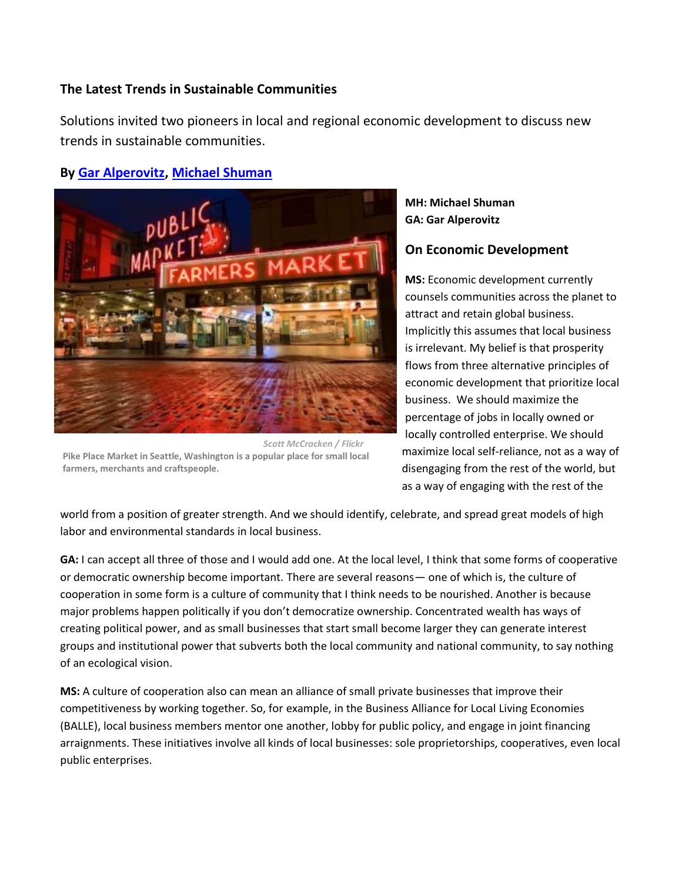**The Latest Trends in Sustainable Communities**

Solutions invited two pioneers in local and regional economic development to discuss new trends in sustainable communities.

**By [Gar Alperovitz](), [Michael Shuman]()**

Scott McCracken / Flickr

Pike Place Market in Seattle, Washington is a popular place for small local farmers, merchants and craftspeople.

**MH: Michael Shuman**
**GA: Gar Alperovitz**

## On Economic Development

**MS:** Economic development currently counsels communities across the planet to attract and retain global business. Implicitly this assumes that local business is irrelevant. My belief is that prosperity flows from three alternative principles of economic development that prioritize local business. We should maximize the percentage of jobs in locally owned or locally controlled enterprise. We should maximize local self-reliance, not as a way of disengaging from the rest of the world, but as a way of engaging with the rest of the world from a position of greater strength. And we should identify, celebrate, and spread great models of high labor and environmental standards in local business.

**GA:** I can accept all three of those and I would add one. At the local level, I think that some forms of cooperative or democratic ownership become important. There are several reasons— one of which is, the culture of cooperation in some form is a culture of community that I think needs to be nourished. Another is because major problems happen politically if you don't democratize ownership. Concentrated wealth has ways of creating political power, and as small businesses that start small become larger they can generate interest groups and institutional power that subverts both the local community and national community, to say nothing of an ecological vision.

**MS:** A culture of cooperation also can mean an alliance of small private businesses that improve their competitiveness by working together. So, for example, in the Business Alliance for Local Living Economies (BALLE), local business members mentor one another, lobby for public policy, and engage in joint financing arraignments. These initiatives involve all kinds of local businesses: sole proprietorships, cooperatives, even local public enterprises.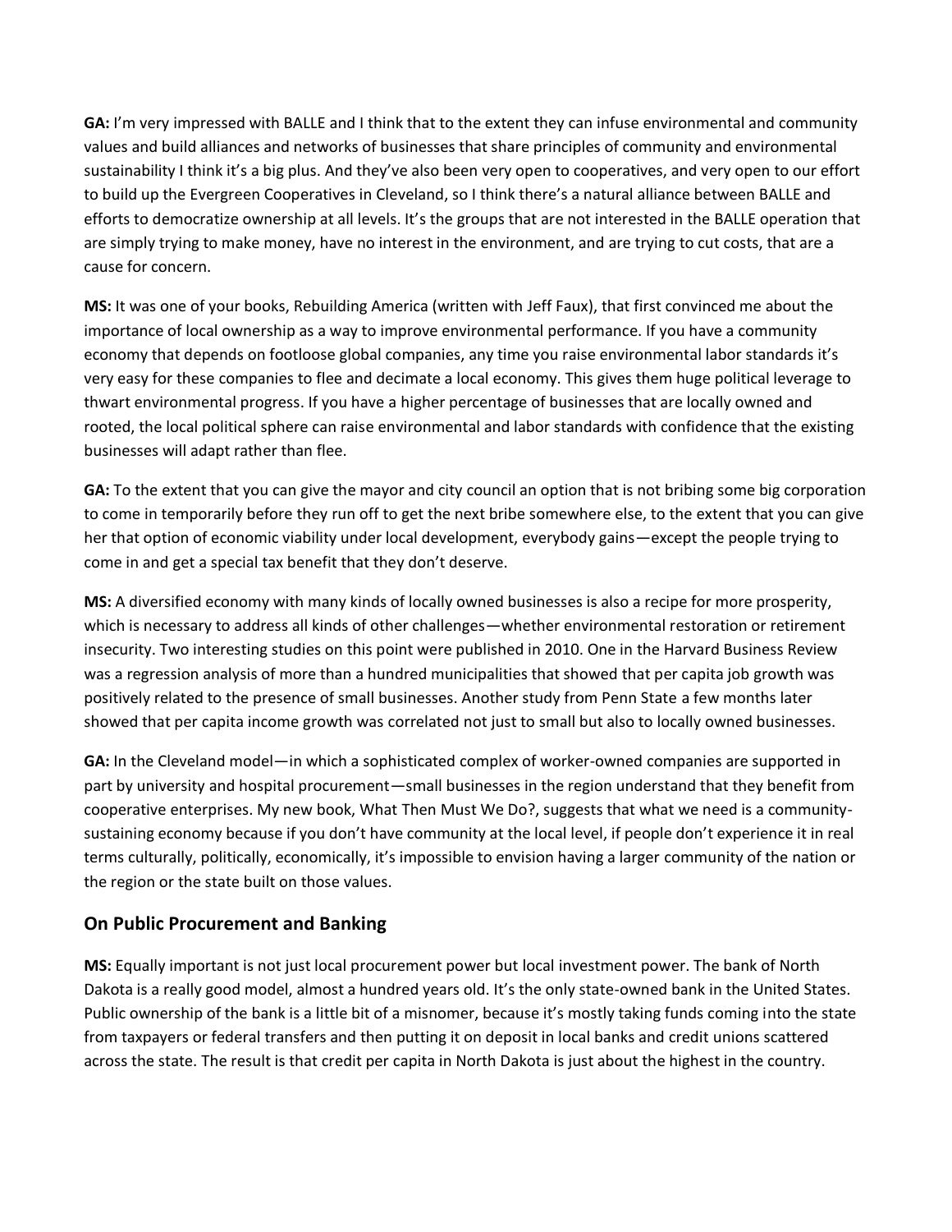**GA:** I'm very impressed with BALLE and I think that to the extent they can infuse environmental and community values and build alliances and networks of businesses that share principles of community and environmental sustainability I think it's a big plus. And they've also been very open to cooperatives, and very open to our effort to build up the Evergreen Cooperatives in Cleveland, so I think there's a natural alliance between BALLE and efforts to democratize ownership at all levels. It's the groups that are not interested in the BALLE operation that are simply trying to make money, have no interest in the environment, and are trying to cut costs, that are a cause for concern.

**MS:** It was one of your books, Rebuilding America (written with Jeff Faux), that first convinced me about the importance of local ownership as a way to improve environmental performance. If you have a community economy that depends on footloose global companies, any time you raise environmental labor standards it's very easy for these companies to flee and decimate a local economy. This gives them huge political leverage to thwart environmental progress. If you have a higher percentage of businesses that are locally owned and rooted, the local political sphere can raise environmental and labor standards with confidence that the existing businesses will adapt rather than flee.

**GA:** To the extent that you can give the mayor and city council an option that is not bribing some big corporation to come in temporarily before they run off to get the next bribe somewhere else, to the extent that you can give her that option of economic viability under local development, everybody gains—except the people trying to come in and get a special tax benefit that they don't deserve.

**MS:** A diversified economy with many kinds of locally owned businesses is also a recipe for more prosperity, which is necessary to address all kinds of other challenges—whether environmental restoration or retirement insecurity. Two interesting studies on this point were published in 2010. One in the Harvard Business Review was a regression analysis of more than a hundred municipalities that showed that per capita job growth was positively related to the presence of small businesses. Another study from Penn State a few months later showed that per capita income growth was correlated not just to small but also to locally owned businesses.

**GA:** In the Cleveland model—in which a sophisticated complex of worker-owned companies are supported in part by university and hospital procurement—small businesses in the region understand that they benefit from cooperative enterprises. My new book, What Then Must We Do?, suggests that what we need is a community-sustaining economy because if you don't have community at the local level, if people don't experience it in real terms culturally, politically, economically, it's impossible to envision having a larger community of the nation or the region or the state built on those values.

## On Public Procurement and Banking

**MS:** Equally important is not just local procurement power but local investment power. The bank of North Dakota is a really good model, almost a hundred years old. It's the only state-owned bank in the United States. Public ownership of the bank is a little bit of a misnomer, because it's mostly taking funds coming into the state from taxpayers or federal transfers and then putting it on deposit in local banks and credit unions scattered across the state. The result is that credit per capita in North Dakota is just about the highest in the country.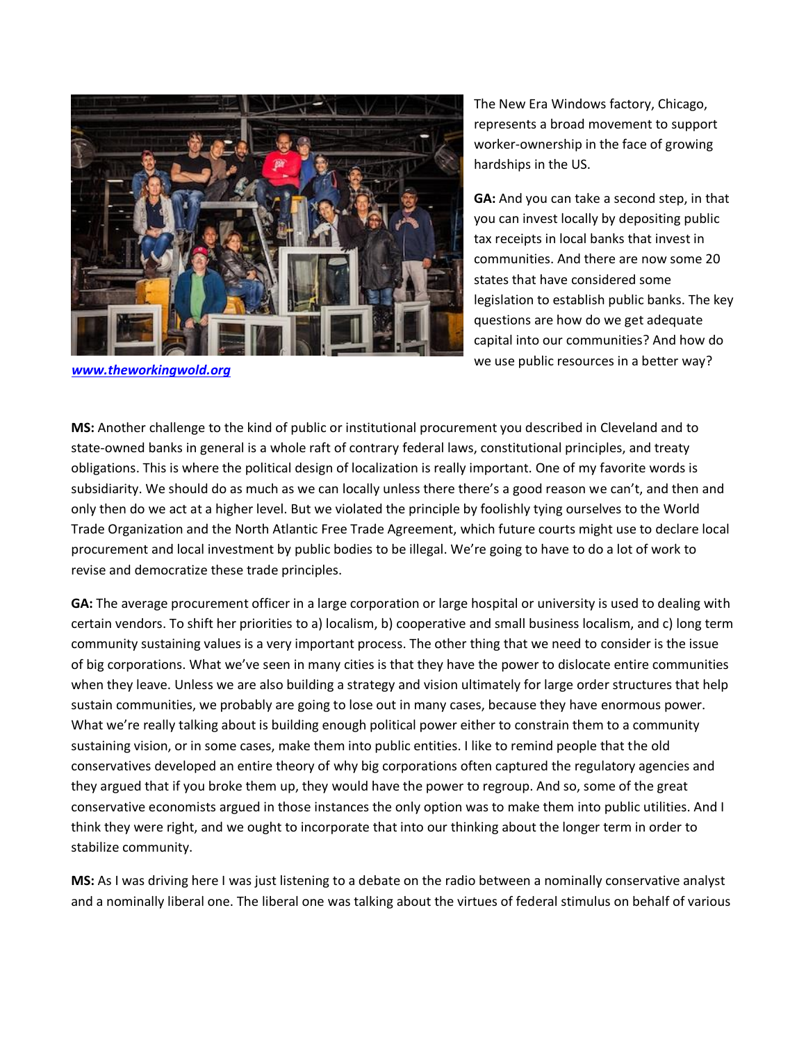[www.theworkingwold.org](http://www.theworkingwold.org)

The New Era Windows factory, Chicago, represents a broad movement to support worker-ownership in the face of growing hardships in the US.

**GA:** And you can take a second step, in that you can invest locally by depositing public tax receipts in local banks that invest in communities. And there are now some 20 states that have considered some legislation to establish public banks. The key questions are how do we get adequate capital into our communities? And how do we use public resources in a better way?

**MS:** Another challenge to the kind of public or institutional procurement you described in Cleveland and to state-owned banks in general is a whole raft of contrary federal laws, constitutional principles, and treaty obligations. This is where the political design of localization is really important. One of my favorite words is subsidiarity. We should do as much as we can locally unless there there's a good reason we can't, and then and only then do we act at a higher level. But we violated the principle by foolishly tying ourselves to the World Trade Organization and the North Atlantic Free Trade Agreement, which future courts might use to declare local procurement and local investment by public bodies to be illegal. We're going to have to do a lot of work to revise and democratize these trade principles.

**GA:** The average procurement officer in a large corporation or large hospital or university is used to dealing with certain vendors. To shift her priorities to a) localism, b) cooperative and small business localism, and c) long term community sustaining values is a very important process. The other thing that we need to consider is the issue of big corporations. What we've seen in many cities is that they have the power to dislocate entire communities when they leave. Unless we are also building a strategy and vision ultimately for large order structures that help sustain communities, we probably are going to lose out in many cases, because they have enormous power. What we're really talking about is building enough political power either to constrain them to a community sustaining vision, or in some cases, make them into public entities. I like to remind people that the old conservatives developed an entire theory of why big corporations often captured the regulatory agencies and they argued that if you broke them up, they would have the power to regroup. And so, some of the great conservative economists argued in those instances the only option was to make them into public utilities. And I think they were right, and we ought to incorporate that into our thinking about the longer term in order to stabilize community.

**MS:** As I was driving here I was just listening to a debate on the radio between a nominally conservative analyst and a nominally liberal one. The liberal one was talking about the virtues of federal stimulus on behalf of various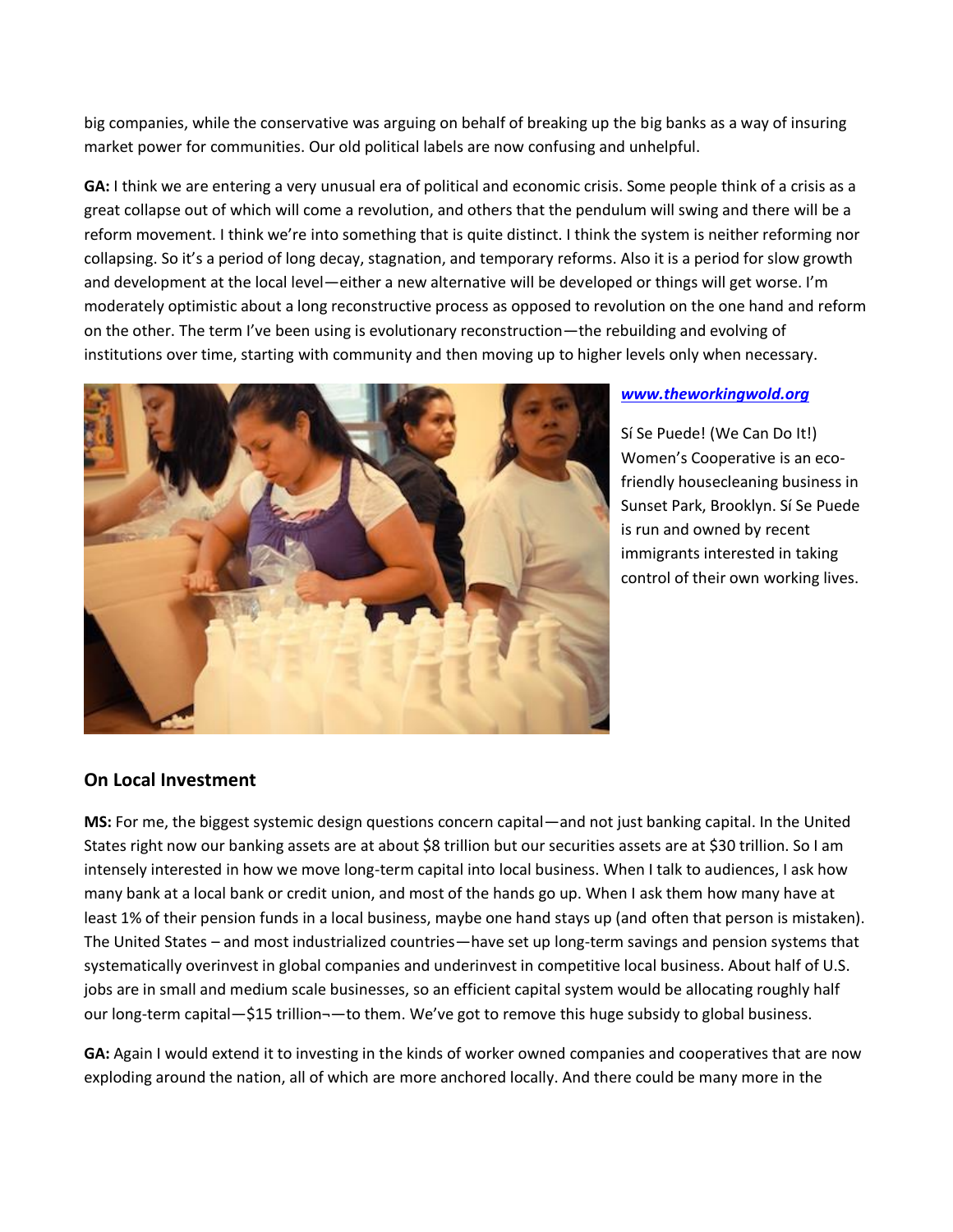big companies, while the conservative was arguing on behalf of breaking up the big banks as a way of insuring market power for communities. Our old political labels are now confusing and unhelpful.

**GA:** I think we are entering a very unusual era of political and economic crisis. Some people think of a crisis as a great collapse out of which will come a revolution, and others that the pendulum will swing and there will be a reform movement. I think we're into something that is quite distinct. I think the system is neither reforming nor collapsing. So it's a period of long decay, stagnation, and temporary reforms. Also it is a period for slow growth and development at the local level—either a new alternative will be developed or things will get worse. I'm moderately optimistic about a long reconstructive process as opposed to revolution on the one hand and reform on the other. The term I've been using is evolutionary reconstruction—the rebuilding and evolving of institutions over time, starting with community and then moving up to higher levels only when necessary.

***www.theworkingwold.org***

Sí Se Puede! (We Can Do It!) Women's Cooperative is an eco-friendly housecleaning business in Sunset Park, Brooklyn. Sí Se Puede is run and owned by recent immigrants interested in taking control of their own working lives.

## On Local Investment

**MS:** For me, the biggest systemic design questions concern capital—and not just banking capital. In the United States right now our banking assets are at about $8 trillion but our securities assets are at $30 trillion. So I am intensely interested in how we move long-term capital into local business. When I talk to audiences, I ask how many bank at a local bank or credit union, and most of the hands go up. When I ask them how many have at least 1% of their pension funds in a local business, maybe one hand stays up (and often that person is mistaken). The United States – and most industrialized countries—have set up long-term savings and pension systems that systematically overinvest in global companies and underinvest in competitive local business. About half of U.S. jobs are in small and medium scale businesses, so an efficient capital system would be allocating roughly half our long-term capital—$15 trillion¬—to them. We've got to remove this huge subsidy to global business.

**GA:** Again I would extend it to investing in the kinds of worker owned companies and cooperatives that are now exploding around the nation, all of which are more anchored locally. And there could be many more in the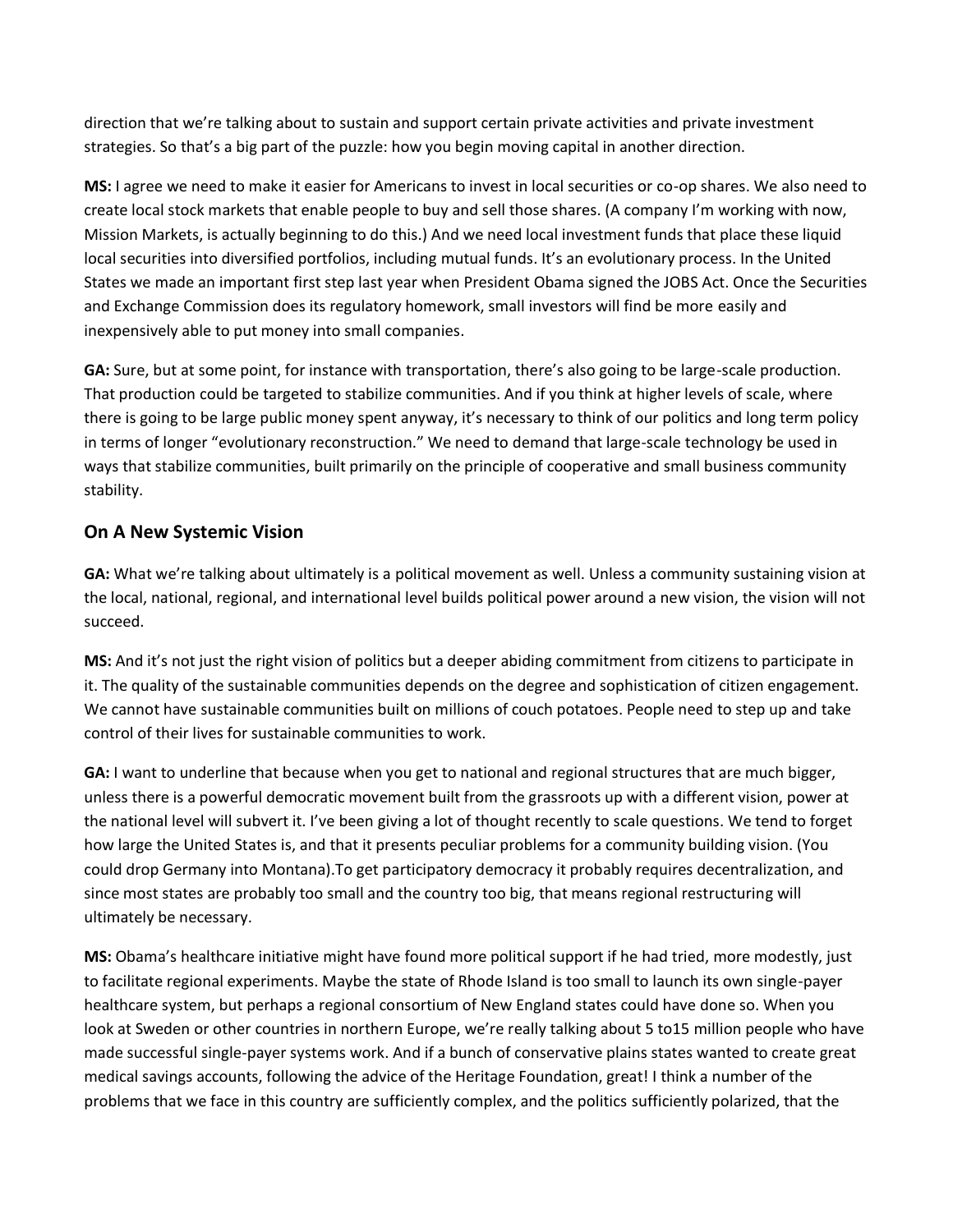direction that we're talking about to sustain and support certain private activities and private investment strategies. So that's a big part of the puzzle: how you begin moving capital in another direction.

**MS:** I agree we need to make it easier for Americans to invest in local securities or co-op shares. We also need to create local stock markets that enable people to buy and sell those shares. (A company I'm working with now, Mission Markets, is actually beginning to do this.) And we need local investment funds that place these liquid local securities into diversified portfolios, including mutual funds. It's an evolutionary process. In the United States we made an important first step last year when President Obama signed the JOBS Act. Once the Securities and Exchange Commission does its regulatory homework, small investors will find be more easily and inexpensively able to put money into small companies.

**GA:** Sure, but at some point, for instance with transportation, there's also going to be large-scale production. That production could be targeted to stabilize communities. And if you think at higher levels of scale, where there is going to be large public money spent anyway, it's necessary to think of our politics and long term policy in terms of longer "evolutionary reconstruction." We need to demand that large-scale technology be used in ways that stabilize communities, built primarily on the principle of cooperative and small business community stability.

## On A New Systemic Vision

**GA:** What we're talking about ultimately is a political movement as well. Unless a community sustaining vision at the local, national, regional, and international level builds political power around a new vision, the vision will not succeed.

**MS:** And it's not just the right vision of politics but a deeper abiding commitment from citizens to participate in it. The quality of the sustainable communities depends on the degree and sophistication of citizen engagement. We cannot have sustainable communities built on millions of couch potatoes. People need to step up and take control of their lives for sustainable communities to work.

**GA:** I want to underline that because when you get to national and regional structures that are much bigger, unless there is a powerful democratic movement built from the grassroots up with a different vision, power at the national level will subvert it. I've been giving a lot of thought recently to scale questions. We tend to forget how large the United States is, and that it presents peculiar problems for a community building vision. (You could drop Germany into Montana).To get participatory democracy it probably requires decentralization, and since most states are probably too small and the country too big, that means regional restructuring will ultimately be necessary.

**MS:** Obama's healthcare initiative might have found more political support if he had tried, more modestly, just to facilitate regional experiments. Maybe the state of Rhode Island is too small to launch its own single-payer healthcare system, but perhaps a regional consortium of New England states could have done so. When you look at Sweden or other countries in northern Europe, we're really talking about 5 to15 million people who have made successful single-payer systems work. And if a bunch of conservative plains states wanted to create great medical savings accounts, following the advice of the Heritage Foundation, great! I think a number of the problems that we face in this country are sufficiently complex, and the politics sufficiently polarized, that the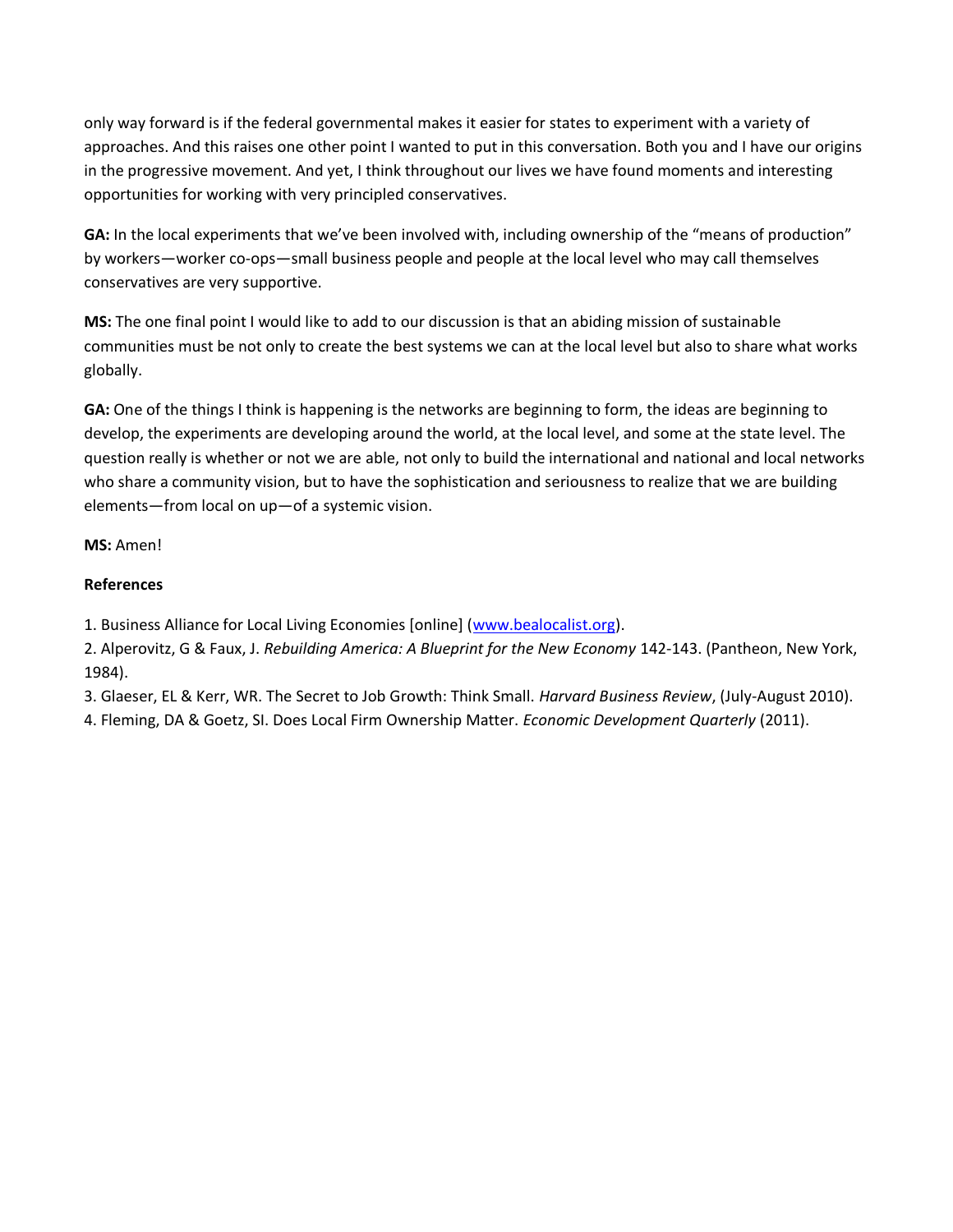only way forward is if the federal governmental makes it easier for states to experiment with a variety of approaches. And this raises one other point I wanted to put in this conversation. Both you and I have our origins in the progressive movement. And yet, I think throughout our lives we have found moments and interesting opportunities for working with very principled conservatives.

**GA:** In the local experiments that we've been involved with, including ownership of the "means of production" by workers—worker co-ops—small business people and people at the local level who may call themselves conservatives are very supportive.

**MS:** The one final point I would like to add to our discussion is that an abiding mission of sustainable communities must be not only to create the best systems we can at the local level but also to share what works globally.

**GA:** One of the things I think is happening is the networks are beginning to form, the ideas are beginning to develop, the experiments are developing around the world, at the local level, and some at the state level. The question really is whether or not we are able, not only to build the international and national and local networks who share a community vision, but to have the sophistication and seriousness to realize that we are building elements—from local on up—of a systemic vision.

**MS:** Amen!

**References**

1. Business Alliance for Local Living Economies [online] (www.bealocalist.org).
2. Alperovitz, G & Faux, J. *Rebuilding America: A Blueprint for the New Economy* 142-143. (Pantheon, New York, 1984).
3. Glaeser, EL & Kerr, WR. The Secret to Job Growth: Think Small. *Harvard Business Review*, (July-August 2010).
4. Fleming, DA & Goetz, SI. Does Local Firm Ownership Matter. *Economic Development Quarterly* (2011).